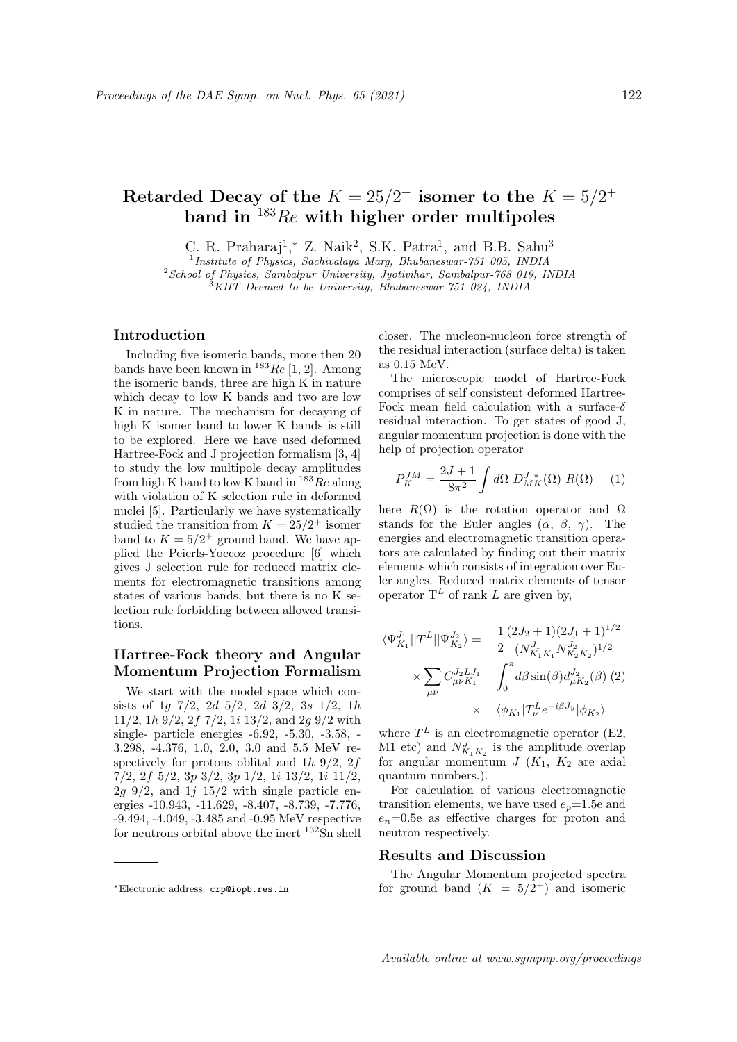# Retarded Decay of the $K = 25/2^+$ isomer to the $K = 5/2^+$ band in $^{183}Re$ with higher order multipoles

C. R. Praharaj[1,*] Z. Naik[2], S.K. Patra[1], and B.B. Sahu[3]

[1] *Institute of Physics, Sachivalaya Marg, Bhubaneswar-751 005, INDIA*
[2] *School of Physics, Sambalpur University, Jyotivihar, Sambalpur-768 019, INDIA*
[3] *KIIT Deemed to be University, Bhubaneswar-751 024, INDIA*

## Introduction

Including five isomeric bands, more then 20 bands have been known in $^{183}Re$ [1, 2]. Among the isomeric bands, three are high K in nature which decay to low K bands and two are low K in nature. The mechanism for decaying of high K isomer band to lower K bands is still to be explored. Here we have used deformed Hartree-Fock and J projection formalism [3, 4] to study the low multipole decay amplitudes from high K band to low K band in $^{183}Re$ along with violation of K selection rule in deformed nuclei [5]. Particularly we have systematically studied the transition from $K = 25/2^+$ isomer band to $K = 5/2^+$ ground band. We have applied the Peierls-Yoccoz procedure [6] which gives J selection rule for reduced matrix elements for electromagnetic transitions among states of various bands, but there is no K selection rule forbidding between allowed transitions.

## Hartree-Fock theory and Angular Momentum Projection Formalism

We start with the model space which consists of $1g$ 7/2, $2d$ 5/2, $2d$ 3/2, $3s$ 1/2, $1h$ 11/2, $1h$ 9/2, $2f$ 7/2, $1i$ 13/2, and $2g$ 9/2 with single- particle energies -6.92, -5.30, -3.58, -3.298, -4.376, 1.0, 2.0, 3.0 and 5.5 MeV respectively for protons oblital and $1h$ 9/2, $2f$ 7/2, $2f$ 5/2, $3p$ 3/2, $3p$ 1/2, $1i$ 13/2, $1i$ 11/2, $2g$ 9/2, and $1j$ 15/2 with single particle energies -10.943, -11.629, -8.407, -8.739, -7.776, -9.494, -4.049, -3.485 and -0.95 MeV respective for neutrons orbital above the inert $^{132}$Sn shell closer. The nucleon-nucleon force strength of the residual interaction (surface delta) is taken as 0.15 MeV.

The microscopic model of Hartree-Fock comprises of self consistent deformed Hartree-Fock mean field calculation with a surface-$\delta$ residual interaction. To get states of good J, angular momentum projection is done with the help of projection operator

$$P_K^{JM} = \frac{2J+1}{8\pi^2}\int d\Omega\; D_{MK}^{J\;*}(\Omega)\; R(\Omega) \qquad (1)$$

here $R(\Omega)$ is the rotation operator and $\Omega$ stands for the Euler angles ($\alpha$, $\beta$, $\gamma$). The energies and electromagnetic transition operators are calculated by finding out their matrix elements which consists of integration over Euler angles. Reduced matrix elements of tensor operator $T^L$ of rank $L$ are given by,

$$\begin{aligned}\langle \Psi_{K_1}^{J_1} || T^L || \Psi_{K_2}^{J_2} \rangle = \quad & \frac{1}{2}\frac{(2J_2+1)(2J_1+1)^{1/2}}{(N_{K_1K_1}^{J_1} N_{K_2K_2}^{J_2})^{1/2}} \\ \times \sum_{\mu\nu} C_{\mu\nu K_1}^{J_2 L J_1} \quad & \int_0^{\pi} d\beta \sin(\beta) d_{\mu K_2}^{J_2}(\beta) \quad (2) \\ \times \quad & \langle \phi_{K_1} | T_\nu^L e^{-i\beta J_y} | \phi_{K_2} \rangle\end{aligned}$$

where $T^L$ is an electromagnetic operator (E2, M1 etc) and $N_{K_1K_2}^J$ is the amplitude overlap for angular momentum $J$ ($K_1$, $K_2$ are axial quantum numbers.).

For calculation of various electromagnetic transition elements, we have used $e_p$=1.5e and $e_n$=0.5e as effective charges for proton and neutron respectively.

## Results and Discussion

The Angular Momentum projected spectra for ground band ($K = 5/2^+$) and isomeric

---

*Electronic address: crp@iopb.res.in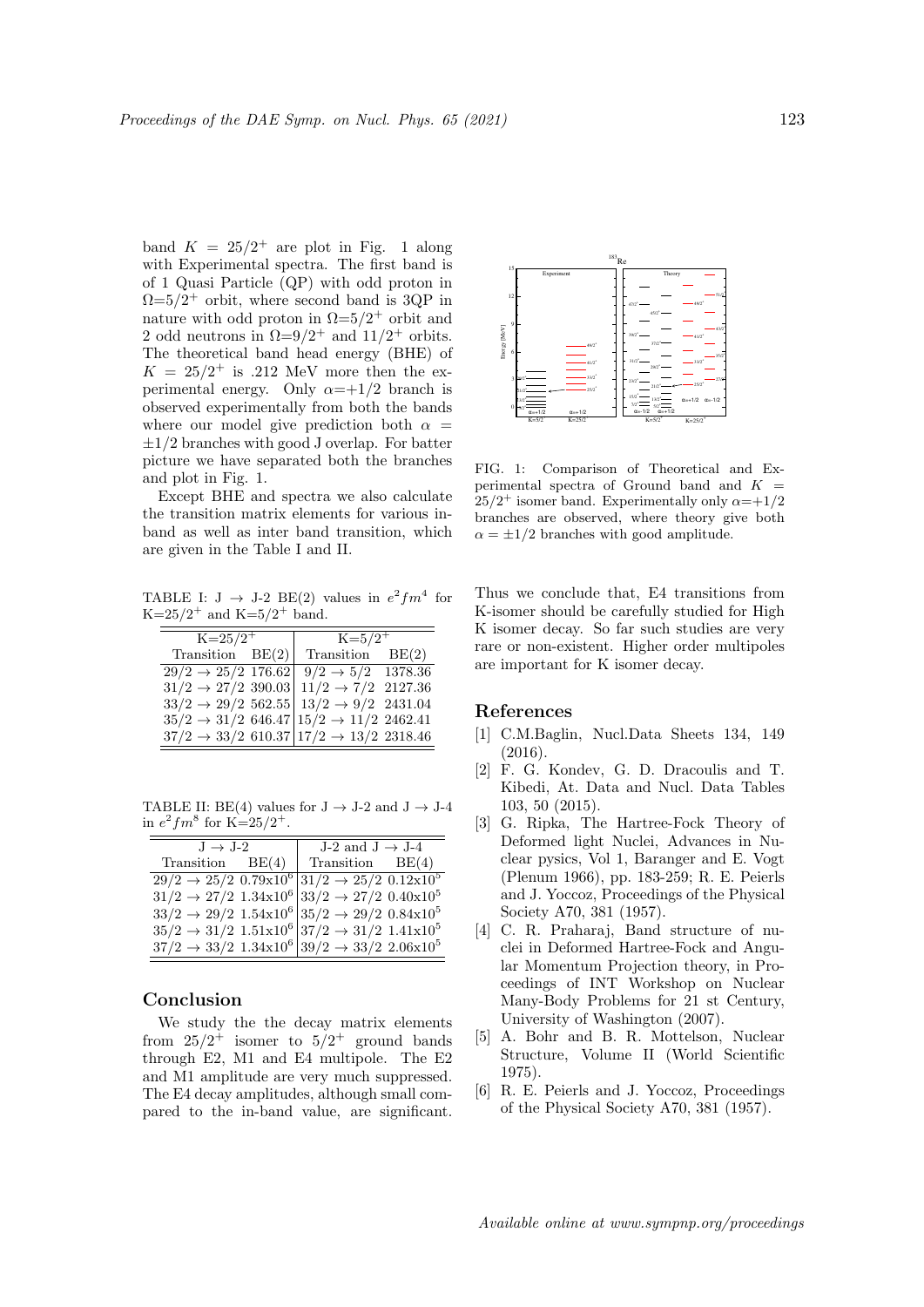band $K = 25/2^+$ are plot in Fig. 1 along with Experimental spectra. The first band is of 1 Quasi Particle (QP) with odd proton in $\Omega$=5/2$^+$ orbit, where second band is 3QP in nature with odd proton in $\Omega$=5/2$^+$ orbit and 2 odd neutrons in $\Omega$=9/2$^+$ and 11/2$^+$ orbits. The theoretical band head energy (BHE) of $K = 25/2^+$ is .212 MeV more then the experimental energy. Only $\alpha$=+1/2 branch is observed experimentally from both the bands where our model give prediction both $\alpha = \pm 1/2$ branches with good J overlap. For batter picture we have separated both the branches and plot in Fig. 1.

Except BHE and spectra we also calculate the transition matrix elements for various in-band as well as inter band transition, which are given in the Table I and II.

TABLE I: J → J-2 BE(2) values in $e^2fm^4$ for K=25/2$^+$ and K=5/2$^+$ band.

| K=25/2$^+$ | | K=5/2$^+$ | |
|---|---|---|---|
| Transition | BE(2) | Transition | BE(2) |
| 29/2 → 25/2 | 176.62 | 9/2 → 5/2 | 1378.36 |
| 31/2 → 27/2 | 390.03 | 11/2 → 7/2 | 2127.36 |
| 33/2 → 29/2 | 562.55 | 13/2 → 9/2 | 2431.04 |
| 35/2 → 31/2 | 646.47 | 15/2 → 11/2 | 2462.41 |
| 37/2 → 33/2 | 610.37 | 17/2 → 13/2 | 2318.46 |

TABLE II: BE(4) values for J → J-2 and J → J-4 in $e^2fm^8$ for K=25/2$^+$.

| J → J-2 | | J-2 and J → J-4 | |
|---|---|---|---|
| Transition | BE(4) | Transition | BE(4) |
| 29/2 → 25/2 | 0.79x10$^6$ | 31/2 → 25/2 | 0.12x10$^5$ |
| 31/2 → 27/2 | 1.34x10$^6$ | 33/2 → 27/2 | 0.40x10$^5$ |
| 33/2 → 29/2 | 1.54x10$^6$ | 35/2 → 29/2 | 0.84x10$^5$ |
| 35/2 → 31/2 | 1.51x10$^6$ | 37/2 → 31/2 | 1.41x10$^5$ |
| 37/2 → 33/2 | 1.34x10$^6$ | 39/2 → 33/2 | 2.06x10$^5$ |

## Conclusion

We study the the decay matrix elements from $25/2^+$ isomer to $5/2^+$ ground bands through E2, M1 and E4 multipole. The E2 and M1 amplitude are very much suppressed. The E4 decay amplitudes, although small compared to the in-band value, are significant. Thus we conclude that, E4 transitions from K-isomer should be carefully studied for High K isomer decay. So far such studies are very rare or non-existent. Higher order multipoles are important for K isomer decay.

183Re

Experiment

Theory

Energy [MeV]

15

12

9

6

3

0

α=+1/2

α=+1/2

α=-1/2

α=+1/2

α=+1/2

α=-1/2

K=5/2+

K=25/2+

K=5/2+

K=25/2+

FIG. 1: Comparison of Theoretical and Experimental spectra of Ground band and $K = 25/2^+$ isomer band. Experimentally only $\alpha$=+1/2 branches are observed, where theory give both $\alpha = \pm 1/2$ branches with good amplitude.

## References

[1] C.M.Baglin, Nucl.Data Sheets 134, 149 (2016).

[2] F. G. Kondev, G. D. Dracoulis and T. Kibedi, At. Data and Nucl. Data Tables 103, 50 (2015).

[3] G. Ripka, The Hartree-Fock Theory of Deformed light Nuclei, Advances in Nuclear pysics, Vol 1, Baranger and E. Vogt (Plenum 1966), pp. 183-259; R. E. Peierls and J. Yoccoz, Proceedings of the Physical Society A70, 381 (1957).

[4] C. R. Praharaj, Band structure of nuclei in Deformed Hartree-Fock and Angular Momentum Projection theory, in Proceedings of INT Workshop on Nuclear Many-Body Problems for 21 st Century, University of Washington (2007).

[5] A. Bohr and B. R. Mottelson, Nuclear Structure, Volume II (World Scientific 1975).

[6] R. E. Peierls and J. Yoccoz, Proceedings of the Physical Society A70, 381 (1957).